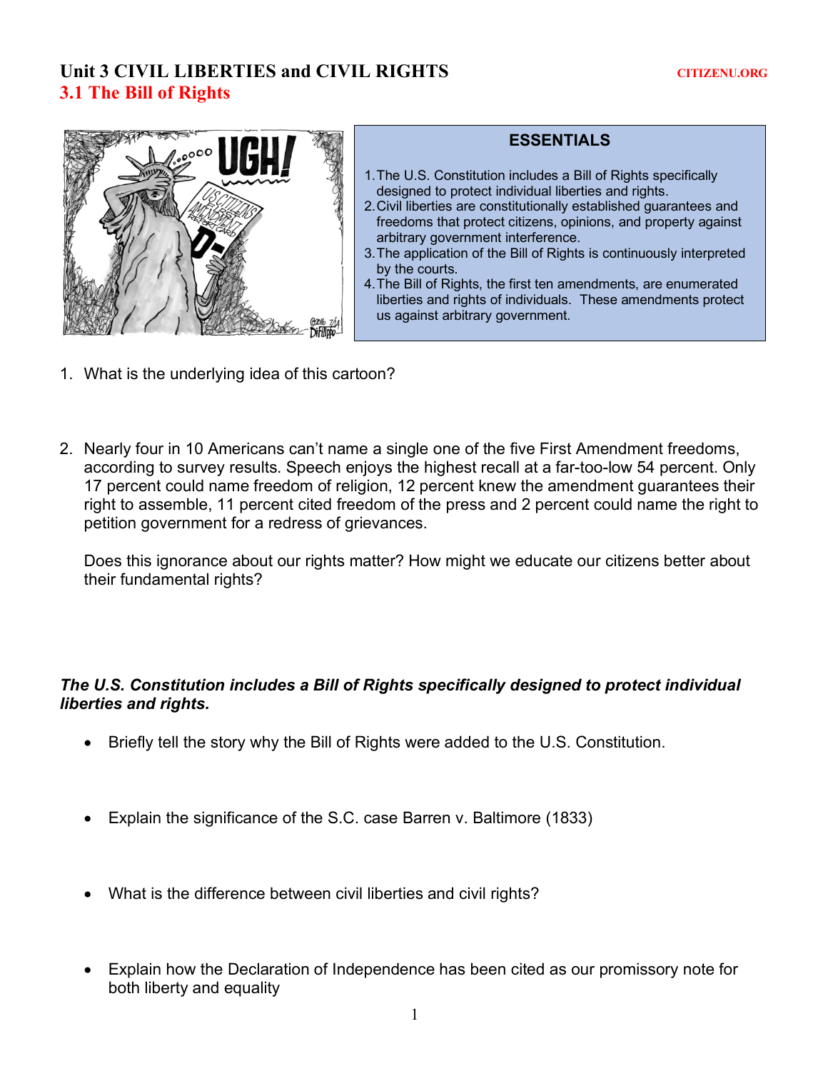# Unit 3 CIVIL LIBERTIES and CIVIL RIGHTS

CITIZENU.ORG

## 3.1 The Bill of Rights

### ESSENTIALS

1. The U.S. Constitution includes a Bill of Rights specifically designed to protect individual liberties and rights.
2. Civil liberties are constitutionally established guarantees and freedoms that protect citizens, opinions, and property against arbitrary government interference.
3. The application of the Bill of Rights is continuously interpreted by the courts.
4. The Bill of Rights, the first ten amendments, are enumerated liberties and rights of individuals. These amendments protect us against arbitrary government.

1. What is the underlying idea of this cartoon?

2. Nearly four in 10 Americans can't name a single one of the five First Amendment freedoms, according to survey results. Speech enjoys the highest recall at a far-too-low 54 percent. Only 17 percent could name freedom of religion, 12 percent knew the amendment guarantees their right to assemble, 11 percent cited freedom of the press and 2 percent could name the right to petition government for a redress of grievances.

   Does this ignorance about our rights matter? How might we educate our citizens better about their fundamental rights?

***The U.S. Constitution includes a Bill of Rights specifically designed to protect individual liberties and rights.***

- Briefly tell the story why the Bill of Rights were added to the U.S. Constitution.

- Explain the significance of the S.C. case Barren v. Baltimore (1833)

- What is the difference between civil liberties and civil rights?

- Explain how the Declaration of Independence has been cited as our promissory note for both liberty and equality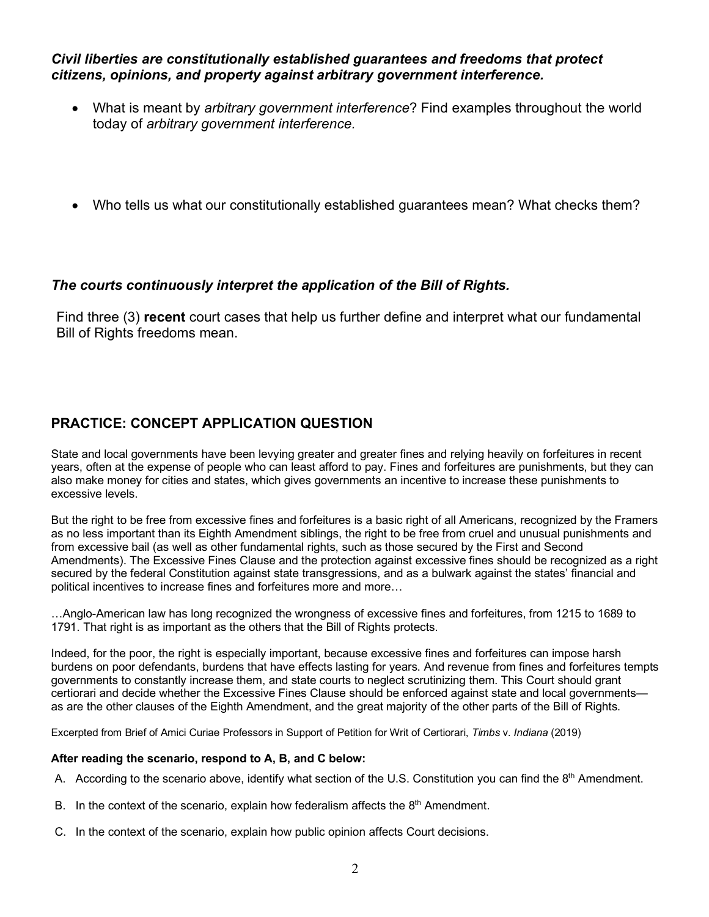***Civil liberties are constitutionally established guarantees and freedoms that protect citizens, opinions, and property against arbitrary government interference.***

- What is meant by *arbitrary government interference*? Find examples throughout the world today of *arbitrary government interference.*

- Who tells us what our constitutionally established guarantees mean? What checks them?

### *The courts continuously interpret the application of the Bill of Rights.*

Find three (3) **recent** court cases that help us further define and interpret what our fundamental Bill of Rights freedoms mean.

## PRACTICE: CONCEPT APPLICATION QUESTION

State and local governments have been levying greater and greater fines and relying heavily on forfeitures in recent years, often at the expense of people who can least afford to pay. Fines and forfeitures are punishments, but they can also make money for cities and states, which gives governments an incentive to increase these punishments to excessive levels.

But the right to be free from excessive fines and forfeitures is a basic right of all Americans, recognized by the Framers as no less important than its Eighth Amendment siblings, the right to be free from cruel and unusual punishments and from excessive bail (as well as other fundamental rights, such as those secured by the First and Second Amendments). The Excessive Fines Clause and the protection against excessive fines should be recognized as a right secured by the federal Constitution against state transgressions, and as a bulwark against the states' financial and political incentives to increase fines and forfeitures more and more…

…Anglo-American law has long recognized the wrongness of excessive fines and forfeitures, from 1215 to 1689 to 1791. That right is as important as the others that the Bill of Rights protects.

Indeed, for the poor, the right is especially important, because excessive fines and forfeitures can impose harsh burdens on poor defendants, burdens that have effects lasting for years. And revenue from fines and forfeitures tempts governments to constantly increase them, and state courts to neglect scrutinizing them. This Court should grant certiorari and decide whether the Excessive Fines Clause should be enforced against state and local governments—as are the other clauses of the Eighth Amendment, and the great majority of the other parts of the Bill of Rights.

Excerpted from Brief of Amici Curiae Professors in Support of Petition for Writ of Certiorari, *Timbs* v. *Indiana* (2019)

**After reading the scenario, respond to A, B, and C below:**

A. According to the scenario above, identify what section of the U.S. Constitution you can find the 8th Amendment.

B. In the context of the scenario, explain how federalism affects the 8th Amendment.

C. In the context of the scenario, explain how public opinion affects Court decisions.